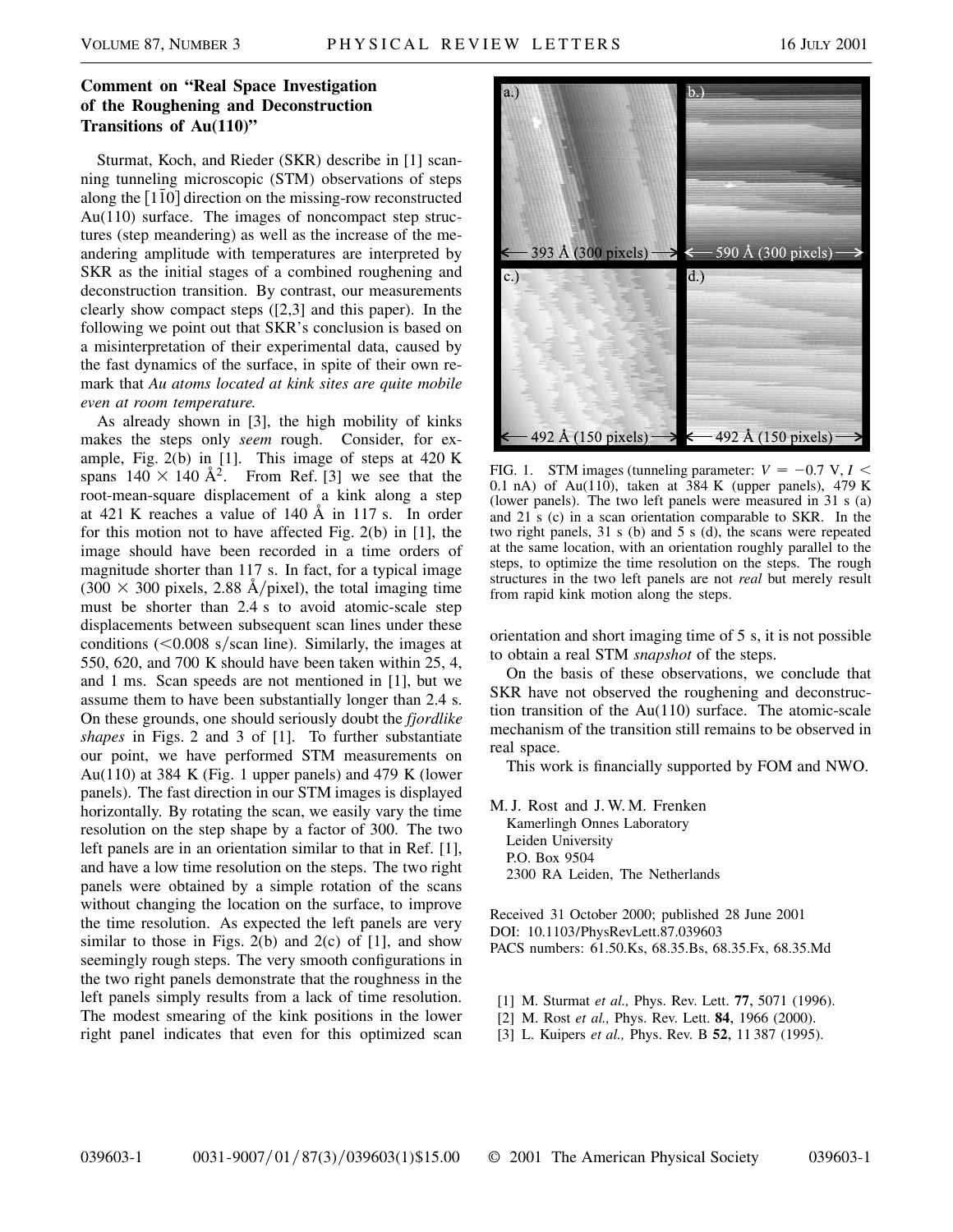## Comment on "Real Space Investigation of the Roughening and Deconstruction Transitions of Au(110)"

Sturmat, Koch, and Rieder (SKR) describe in [1] scanning tunneling microscopic (STM) observations of steps along the $[1\bar{1}0]$ direction on the missing-row reconstructed Au(110) surface. The images of noncompact step structures (step meandering) as well as the increase of the meandering amplitude with temperatures are interpreted by SKR as the initial stages of a combined roughening and deconstruction transition. By contrast, our measurements clearly show compact steps ([2,3] and this paper). In the following we point out that SKR's conclusion is based on a misinterpretation of their experimental data, caused by the fast dynamics of the surface, in spite of their own remark that *Au atoms located at kink sites are quite mobile even at room temperature.*

As already shown in [3], the high mobility of kinks makes the steps only *seem* rough. Consider, for example, Fig. 2(b) in [1]. This image of steps at 420 K spans $140 \times 140$ Å$^2$. From Ref. [3] we see that the root-mean-square displacement of a kink along a step at 421 K reaches a value of 140 Å in 117 s. In order for this motion not to have affected Fig. 2(b) in [1], the image should have been recorded in a time orders of magnitude shorter than 117 s. In fact, for a typical image ($300 \times 300$ pixels, 2.88 Å/pixel), the total imaging time must be shorter than 2.4 s to avoid atomic-scale step displacements between subsequent scan lines under these conditions ($<0.008$ s/scan line). Similarly, the images at 550, 620, and 700 K should have been taken within 25, 4, and 1 ms. Scan speeds are not mentioned in [1], but we assume them to have been substantially longer than 2.4 s. On these grounds, one should seriously doubt the *fjordlike shapes* in Figs. 2 and 3 of [1]. To further substantiate our point, we have performed STM measurements on Au(110) at 384 K (Fig. 1 upper panels) and 479 K (lower panels). The fast direction in our STM images is displayed horizontally. By rotating the scan, we easily vary the time resolution on the step shape by a factor of 300. The two left panels are in an orientation similar to that in Ref. [1], and have a low time resolution on the steps. The two right panels were obtained by a simple rotation of the scans without changing the location on the surface, to improve the time resolution. As expected the left panels are very similar to those in Figs. 2(b) and 2(c) of [1], and show seemingly rough steps. The very smooth configurations in the two right panels demonstrate that the roughness in the left panels simply results from a lack of time resolution. The modest smearing of the kink positions in the lower right panel indicates that even for this optimized scan orientation and short imaging time of 5 s, it is not possible to obtain a real STM *snapshot* of the steps.

FIG. 1. STM images (tunneling parameter: $V = -0.7$ V, $I < 0.1$ nA) of Au(110), taken at 384 K (upper panels), 479 K (lower panels). The two left panels were measured in 31 s (a) and 21 s (c) in a scan orientation comparable to SKR. In the two right panels, 31 s (b) and 5 s (d), the scans were repeated at the same location, with an orientation roughly parallel to the steps, to optimize the time resolution on the steps. The rough structures in the two left panels are not *real* but merely result from rapid kink motion along the steps.

On the basis of these observations, we conclude that SKR have not observed the roughening and deconstruction transition of the Au(110) surface. The atomic-scale mechanism of the transition still remains to be observed in real space.

This work is financially supported by FOM and NWO.

M. J. Rost and J. W. M. Frenken
Kamerlingh Onnes Laboratory
Leiden University
P.O. Box 9504
2300 RA Leiden, The Netherlands

Received 31 October 2000; published 28 June 2001
DOI: 10.1103/PhysRevLett.87.039603
PACS numbers: 61.50.Ks, 68.35.Bs, 68.35.Fx, 68.35.Md

[1] M. Sturmat *et al.,* Phys. Rev. Lett. **77**, 5071 (1996).
[2] M. Rost *et al.,* Phys. Rev. Lett. **84**, 1966 (2000).
[3] L. Kuipers *et al.,* Phys. Rev. B **52**, 11 387 (1995).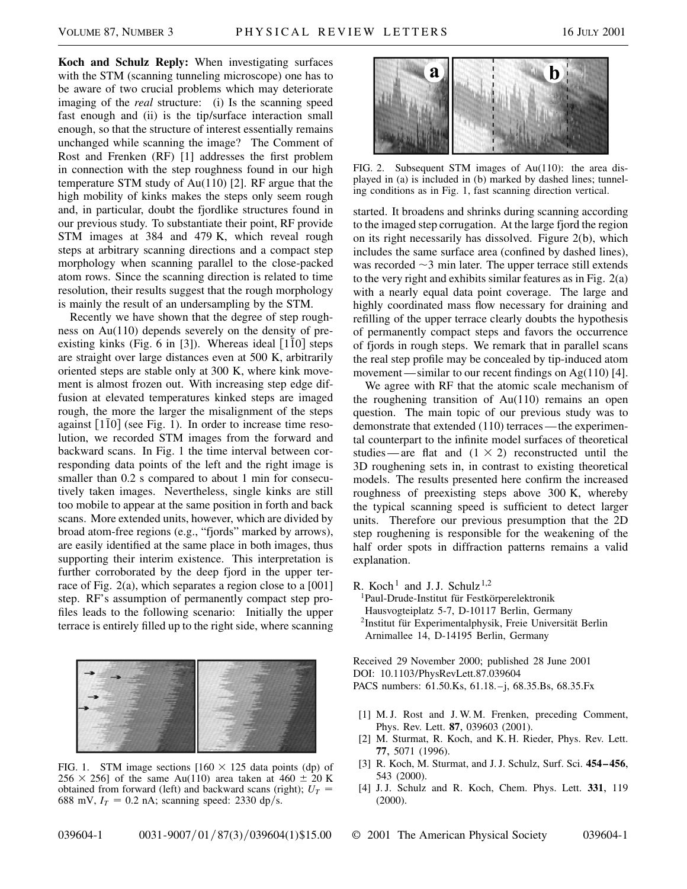**Koch and Schulz Reply:** When investigating surfaces with the STM (scanning tunneling microscope) one has to be aware of two crucial problems which may deteriorate imaging of the *real* structure: (i) Is the scanning speed fast enough and (ii) is the tip/surface interaction small enough, so that the structure of interest essentially remains unchanged while scanning the image? The Comment of Rost and Frenken (RF) [1] addresses the first problem in connection with the step roughness found in our high temperature STM study of Au(110) [2]. RF argue that the high mobility of kinks makes the steps only seem rough and, in particular, doubt the fjordlike structures found in our previous study. To substantiate their point, RF provide STM images at 384 and 479 K, which reveal rough steps at arbitrary scanning directions and a compact step morphology when scanning parallel to the close-packed atom rows. Since the scanning direction is related to time resolution, their results suggest that the rough morphology is mainly the result of an undersampling by the STM.

Recently we have shown that the degree of step roughness on Au(110) depends severely on the density of preexisting kinks (Fig. 6 in [3]). Whereas ideal $[1\bar{1}0]$ steps are straight over large distances even at 500 K, arbitrarily oriented steps are stable only at 300 K, where kink movement is almost frozen out. With increasing step edge diffusion at elevated temperatures kinked steps are imaged rough, the more the larger the misalignment of the steps against $[1\bar{1}0]$ (see Fig. 1). In order to increase time resolution, we recorded STM images from the forward and backward scans. In Fig. 1 the time interval between corresponding data points of the left and the right image is smaller than 0.2 s compared to about 1 min for consecutively taken images. Nevertheless, single kinks are still too mobile to appear at the same position in forth and back scans. More extended units, however, which are divided by broad atom-free regions (e.g., "fjords" marked by arrows), are easily identified at the same place in both images, thus supporting their interim existence. This interpretation is further corroborated by the deep fjord in the upper terrace of Fig. 2(a), which separates a region close to a [001] step. RF's assumption of permanently compact step profiles leads to the following scenario: Initially the upper terrace is entirely filled up to the right side, where scanning started. It broadens and shrinks during scanning according to the imaged step corrugation. At the large fjord the region on its right necessarily has dissolved. Figure 2(b), which includes the same surface area (confined by dashed lines), was recorded ~3 min later. The upper terrace still extends to the very right and exhibits similar features as in Fig. 2(a) with a nearly equal data point coverage. The large and highly coordinated mass flow necessary for draining and refilling of the upper terrace clearly doubts the hypothesis of permanently compact steps and favors the occurrence of fjords in rough steps. We remark that in parallel scans the real step profile may be concealed by tip-induced atom movement—similar to our recent findings on Ag(110) [4].

FIG. 1. STM image sections [$160 \times 125$ data points (dp) of $256 \times 256$] of the same Au(110) area taken at $460 \pm 20$ K obtained from forward (left) and backward scans (right); $U_T = 688$ mV, $I_T = 0.2$ nA; scanning speed: 2330 dp/s.

a

b

FIG. 2. Subsequent STM images of Au(110): the area displayed in (a) is included in (b) marked by dashed lines; tunneling conditions as in Fig. 1, fast scanning direction vertical.

We agree with RF that the atomic scale mechanism of the roughening transition of Au(110) remains an open question. The main topic of our previous study was to demonstrate that extended (110) terraces—the experimental counterpart to the infinite model surfaces of theoretical studies—are flat and $(1 \times 2)$ reconstructed until the 3D roughening sets in, in contrast to existing theoretical models. The results presented here confirm the increased roughness of preexisting steps above 300 K, whereby the typical scanning speed is sufficient to detect larger units. Therefore our previous presumption that the 2D step roughening is responsible for the weakening of the half order spots in diffraction patterns remains a valid explanation.

R. Koch[1] and J. J. Schulz[1,2]

[1]Paul-Drude-Institut für Festkörperelektronik
Hausvogteiplatz 5-7, D-10117 Berlin, Germany

[2]Institut für Experimentalphysik, Freie Universität Berlin
Arnimallee 14, D-14195 Berlin, Germany

Received 29 November 2000; published 28 June 2001
DOI: 10.1103/PhysRevLett.87.039604
PACS numbers: 61.50.Ks, 61.18.–j, 68.35.Bs, 68.35.Fx

[1] M. J. Rost and J. W. M. Frenken, preceding Comment, Phys. Rev. Lett. **87**, 039603 (2001).
[2] M. Sturmat, R. Koch, and K. H. Rieder, Phys. Rev. Lett. **77**, 5071 (1996).
[3] R. Koch, M. Sturmat, and J. J. Schulz, Surf. Sci. **454–456**, 543 (2000).
[4] J. J. Schulz and R. Koch, Chem. Phys. Lett. **331**, 119 (2000).